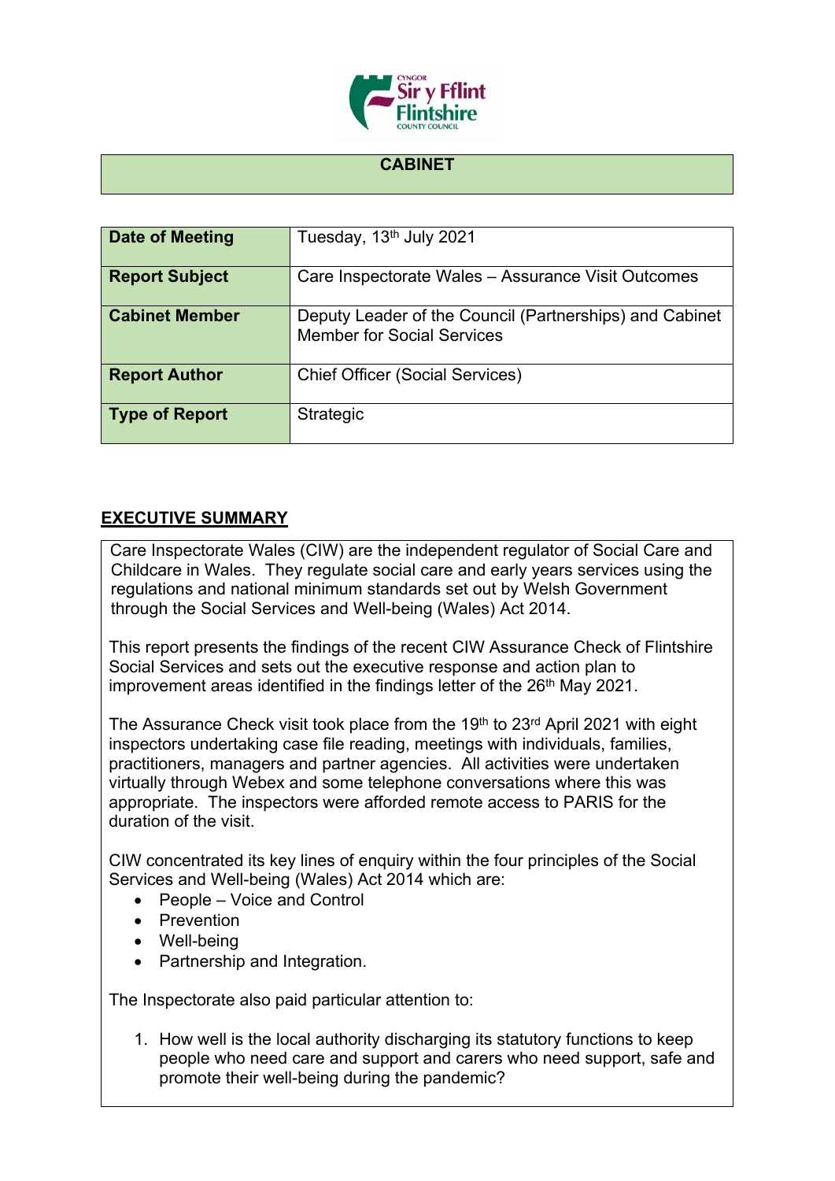## CABINET

| Date of Meeting | Tuesday, 13th July 2021 |
|---|---|
| Report Subject | Care Inspectorate Wales – Assurance Visit Outcomes |
| Cabinet Member | Deputy Leader of the Council (Partnerships) and Cabinet Member for Social Services |
| Report Author | Chief Officer (Social Services) |
| Type of Report | Strategic |

## EXECUTIVE SUMMARY

Care Inspectorate Wales (CIW) are the independent regulator of Social Care and Childcare in Wales. They regulate social care and early years services using the regulations and national minimum standards set out by Welsh Government through the Social Services and Well-being (Wales) Act 2014.

This report presents the findings of the recent CIW Assurance Check of Flintshire Social Services and sets out the executive response and action plan to improvement areas identified in the findings letter of the 26th May 2021.

The Assurance Check visit took place from the 19th to 23rd April 2021 with eight inspectors undertaking case file reading, meetings with individuals, families, practitioners, managers and partner agencies. All activities were undertaken virtually through Webex and some telephone conversations where this was appropriate. The inspectors were afforded remote access to PARIS for the duration of the visit.

CIW concentrated its key lines of enquiry within the four principles of the Social Services and Well-being (Wales) Act 2014 which are:

- People – Voice and Control
- Prevention
- Well-being
- Partnership and Integration.

The Inspectorate also paid particular attention to:

1. How well is the local authority discharging its statutory functions to keep people who need care and support and carers who need support, safe and promote their well-being during the pandemic?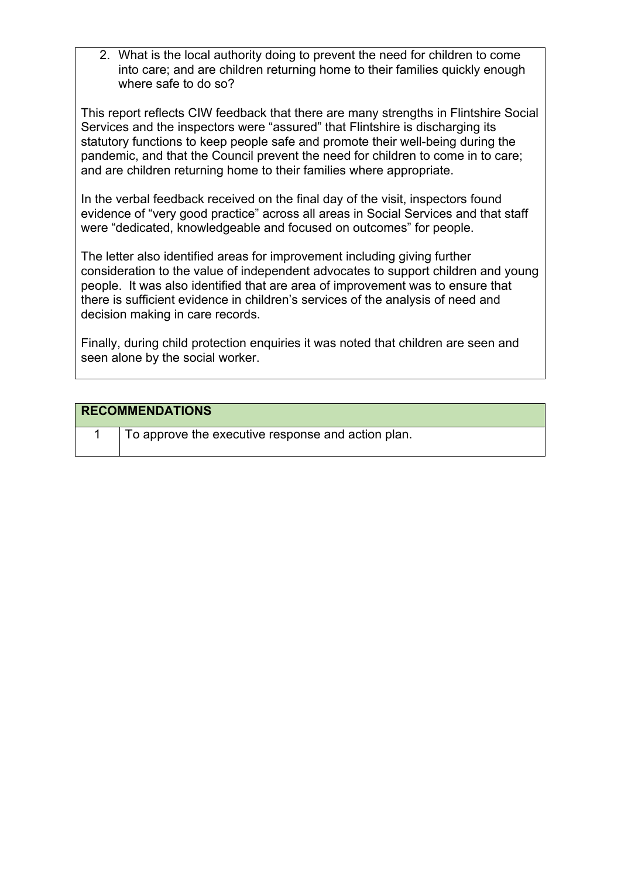2. What is the local authority doing to prevent the need for children to come into care; and are children returning home to their families quickly enough where safe to do so?

This report reflects CIW feedback that there are many strengths in Flintshire Social Services and the inspectors were "assured" that Flintshire is discharging its statutory functions to keep people safe and promote their well-being during the pandemic, and that the Council prevent the need for children to come in to care; and are children returning home to their families where appropriate.

In the verbal feedback received on the final day of the visit, inspectors found evidence of "very good practice" across all areas in Social Services and that staff were "dedicated, knowledgeable and focused on outcomes" for people.

The letter also identified areas for improvement including giving further consideration to the value of independent advocates to support children and young people. It was also identified that are area of improvement was to ensure that there is sufficient evidence in children's services of the analysis of need and decision making in care records.

Finally, during child protection enquiries it was noted that children are seen and seen alone by the social worker.

| RECOMMENDATIONS | |
|---|---|
| 1 | To approve the executive response and action plan. |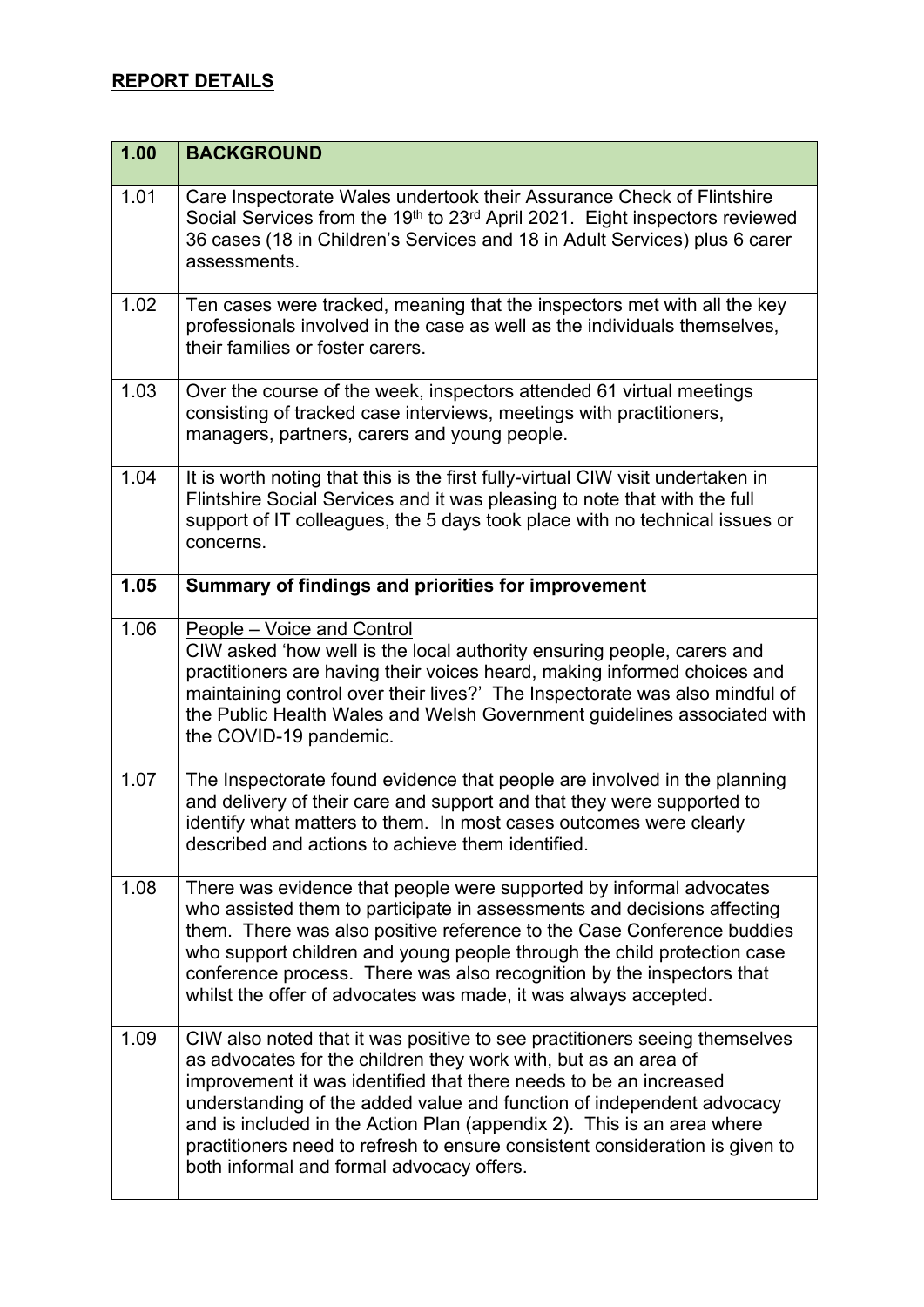## REPORT DETAILS

| 1.00 | BACKGROUND |
|---|---|
| 1.01 | Care Inspectorate Wales undertook their Assurance Check of Flintshire Social Services from the 19th to 23rd April 2021. Eight inspectors reviewed 36 cases (18 in Children's Services and 18 in Adult Services) plus 6 carer assessments. |
| 1.02 | Ten cases were tracked, meaning that the inspectors met with all the key professionals involved in the case as well as the individuals themselves, their families or foster carers. |
| 1.03 | Over the course of the week, inspectors attended 61 virtual meetings consisting of tracked case interviews, meetings with practitioners, managers, partners, carers and young people. |
| 1.04 | It is worth noting that this is the first fully-virtual CIW visit undertaken in Flintshire Social Services and it was pleasing to note that with the full support of IT colleagues, the 5 days took place with no technical issues or concerns. |
| **1.05** | **Summary of findings and priorities for improvement** |
| 1.06 | People – Voice and Control<br>CIW asked 'how well is the local authority ensuring people, carers and practitioners are having their voices heard, making informed choices and maintaining control over their lives?' The Inspectorate was also mindful of the Public Health Wales and Welsh Government guidelines associated with the COVID-19 pandemic. |
| 1.07 | The Inspectorate found evidence that people are involved in the planning and delivery of their care and support and that they were supported to identify what matters to them. In most cases outcomes were clearly described and actions to achieve them identified. |
| 1.08 | There was evidence that people were supported by informal advocates who assisted them to participate in assessments and decisions affecting them. There was also positive reference to the Case Conference buddies who support children and young people through the child protection case conference process. There was also recognition by the inspectors that whilst the offer of advocates was made, it was always accepted. |
| 1.09 | CIW also noted that it was positive to see practitioners seeing themselves as advocates for the children they work with, but as an area of improvement it was identified that there needs to be an increased understanding of the added value and function of independent advocacy and is included in the Action Plan (appendix 2). This is an area where practitioners need to refresh to ensure consistent consideration is given to both informal and formal advocacy offers. |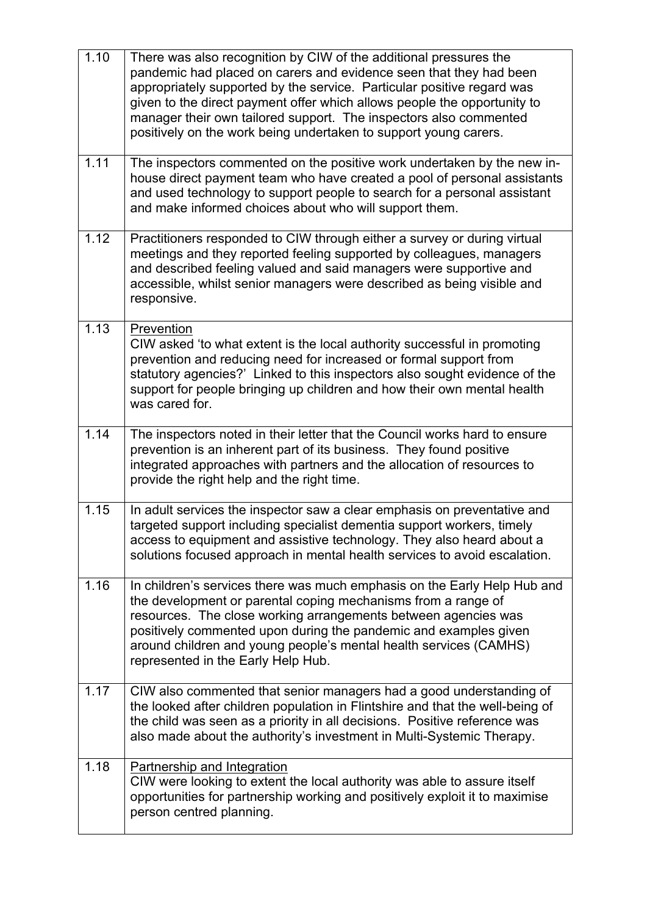| | |
|---|---|
| 1.10 | There was also recognition by CIW of the additional pressures the pandemic had placed on carers and evidence seen that they had been appropriately supported by the service. Particular positive regard was given to the direct payment offer which allows people the opportunity to manager their own tailored support. The inspectors also commented positively on the work being undertaken to support young carers. |
| 1.11 | The inspectors commented on the positive work undertaken by the new in-house direct payment team who have created a pool of personal assistants and used technology to support people to search for a personal assistant and make informed choices about who will support them. |
| 1.12 | Practitioners responded to CIW through either a survey or during virtual meetings and they reported feeling supported by colleagues, managers and described feeling valued and said managers were supportive and accessible, whilst senior managers were described as being visible and responsive. |
| 1.13 | <u>Prevention</u><br>CIW asked 'to what extent is the local authority successful in promoting prevention and reducing need for increased or formal support from statutory agencies?' Linked to this inspectors also sought evidence of the support for people bringing up children and how their own mental health was cared for. |
| 1.14 | The inspectors noted in their letter that the Council works hard to ensure prevention is an inherent part of its business. They found positive integrated approaches with partners and the allocation of resources to provide the right help and the right time. |
| 1.15 | In adult services the inspector saw a clear emphasis on preventative and targeted support including specialist dementia support workers, timely access to equipment and assistive technology. They also heard about a solutions focused approach in mental health services to avoid escalation. |
| 1.16 | In children's services there was much emphasis on the Early Help Hub and the development or parental coping mechanisms from a range of resources. The close working arrangements between agencies was positively commented upon during the pandemic and examples given around children and young people's mental health services (CAMHS) represented in the Early Help Hub. |
| 1.17 | CIW also commented that senior managers had a good understanding of the looked after children population in Flintshire and that the well-being of the child was seen as a priority in all decisions. Positive reference was also made about the authority's investment in Multi-Systemic Therapy. |
| 1.18 | <u>Partnership and Integration</u><br>CIW were looking to extent the local authority was able to assure itself opportunities for partnership working and positively exploit it to maximise person centred planning. |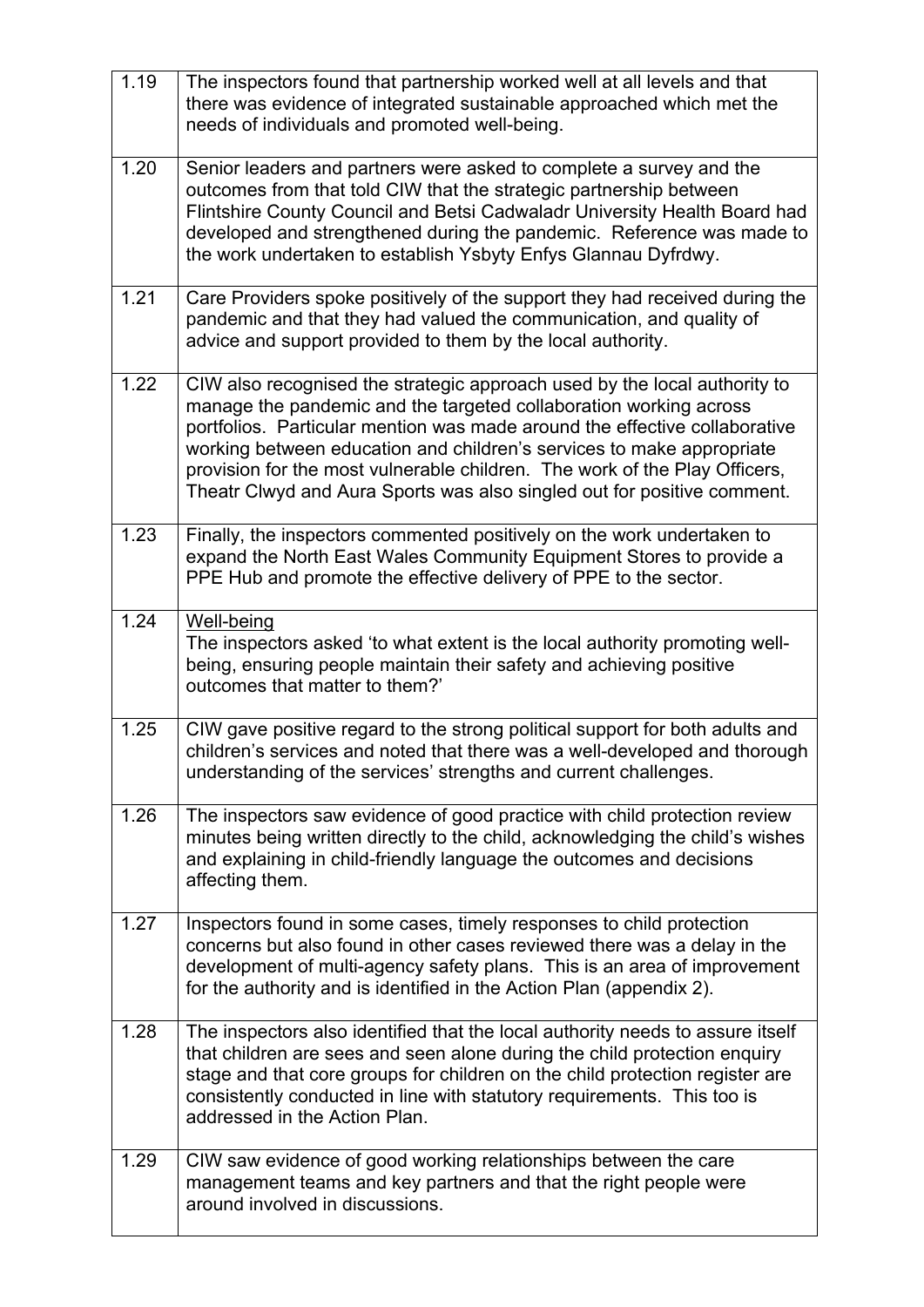| | |
|---|---|
| 1.19 | The inspectors found that partnership worked well at all levels and that there was evidence of integrated sustainable approached which met the needs of individuals and promoted well-being. |
| 1.20 | Senior leaders and partners were asked to complete a survey and the outcomes from that told CIW that the strategic partnership between Flintshire County Council and Betsi Cadwaladr University Health Board had developed and strengthened during the pandemic. Reference was made to the work undertaken to establish Ysbyty Enfys Glannau Dyfrdwy. |
| 1.21 | Care Providers spoke positively of the support they had received during the pandemic and that they had valued the communication, and quality of advice and support provided to them by the local authority. |
| 1.22 | CIW also recognised the strategic approach used by the local authority to manage the pandemic and the targeted collaboration working across portfolios. Particular mention was made around the effective collaborative working between education and children's services to make appropriate provision for the most vulnerable children. The work of the Play Officers, Theatr Clwyd and Aura Sports was also singled out for positive comment. |
| 1.23 | Finally, the inspectors commented positively on the work undertaken to expand the North East Wales Community Equipment Stores to provide a PPE Hub and promote the effective delivery of PPE to the sector. |
| 1.24 | <u>Well-being</u><br>The inspectors asked 'to what extent is the local authority promoting well-being, ensuring people maintain their safety and achieving positive outcomes that matter to them?' |
| 1.25 | CIW gave positive regard to the strong political support for both adults and children's services and noted that there was a well-developed and thorough understanding of the services' strengths and current challenges. |
| 1.26 | The inspectors saw evidence of good practice with child protection review minutes being written directly to the child, acknowledging the child's wishes and explaining in child-friendly language the outcomes and decisions affecting them. |
| 1.27 | Inspectors found in some cases, timely responses to child protection concerns but also found in other cases reviewed there was a delay in the development of multi-agency safety plans. This is an area of improvement for the authority and is identified in the Action Plan (appendix 2). |
| 1.28 | The inspectors also identified that the local authority needs to assure itself that children are sees and seen alone during the child protection enquiry stage and that core groups for children on the child protection register are consistently conducted in line with statutory requirements. This too is addressed in the Action Plan. |
| 1.29 | CIW saw evidence of good working relationships between the care management teams and key partners and that the right people were around involved in discussions. |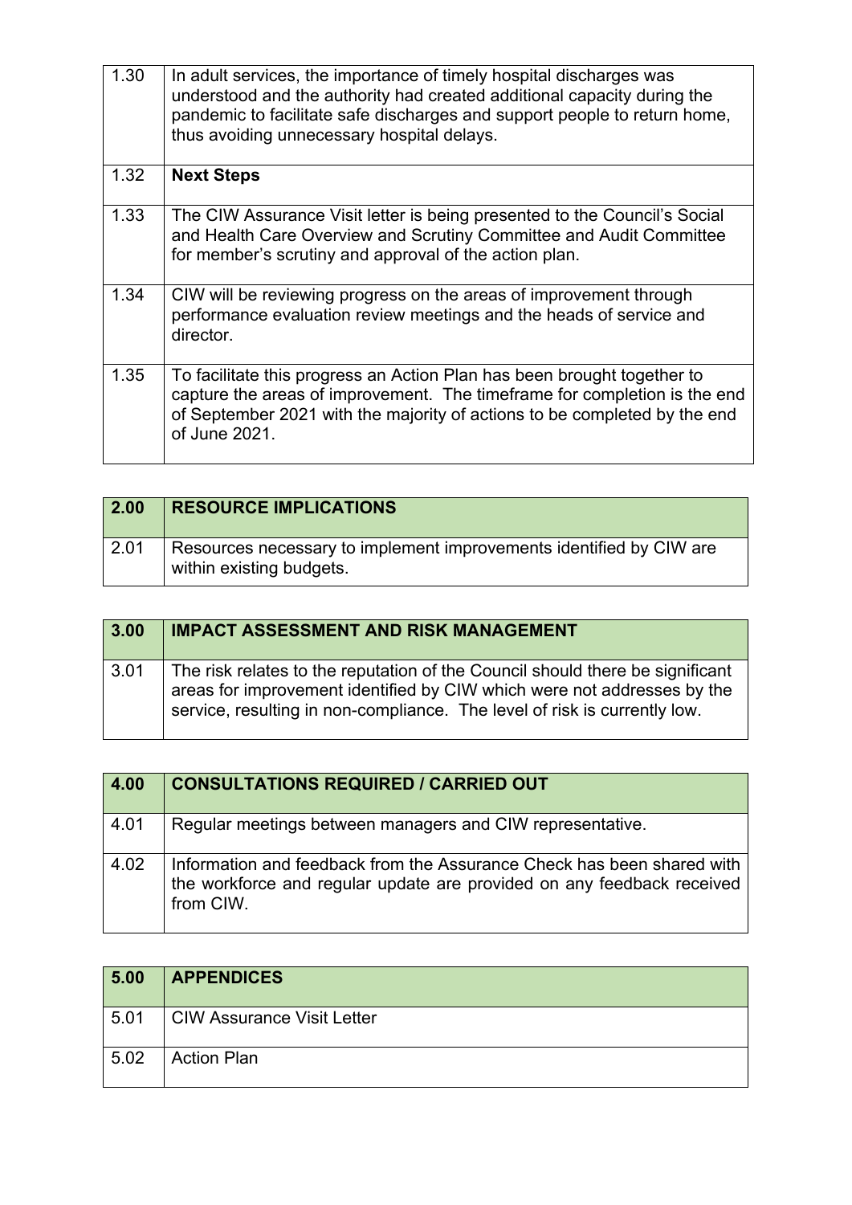| | |
|---|---|
| 1.30 | In adult services, the importance of timely hospital discharges was understood and the authority had created additional capacity during the pandemic to facilitate safe discharges and support people to return home, thus avoiding unnecessary hospital delays. |
| 1.32 | **Next Steps** |
| 1.33 | The CIW Assurance Visit letter is being presented to the Council's Social and Health Care Overview and Scrutiny Committee and Audit Committee for member's scrutiny and approval of the action plan. |
| 1.34 | CIW will be reviewing progress on the areas of improvement through performance evaluation review meetings and the heads of service and director. |
| 1.35 | To facilitate this progress an Action Plan has been brought together to capture the areas of improvement. The timeframe for completion is the end of September 2021 with the majority of actions to be completed by the end of June 2021. |

| 2.00 | RESOURCE IMPLICATIONS |
|---|---|
| 2.01 | Resources necessary to implement improvements identified by CIW are within existing budgets. |

| 3.00 | IMPACT ASSESSMENT AND RISK MANAGEMENT |
|---|---|
| 3.01 | The risk relates to the reputation of the Council should there be significant areas for improvement identified by CIW which were not addresses by the service, resulting in non-compliance. The level of risk is currently low. |

| 4.00 | CONSULTATIONS REQUIRED / CARRIED OUT |
|---|---|
| 4.01 | Regular meetings between managers and CIW representative. |
| 4.02 | Information and feedback from the Assurance Check has been shared with the workforce and regular update are provided on any feedback received from CIW. |

| 5.00 | APPENDICES |
|---|---|
| 5.01 | CIW Assurance Visit Letter |
| 5.02 | Action Plan |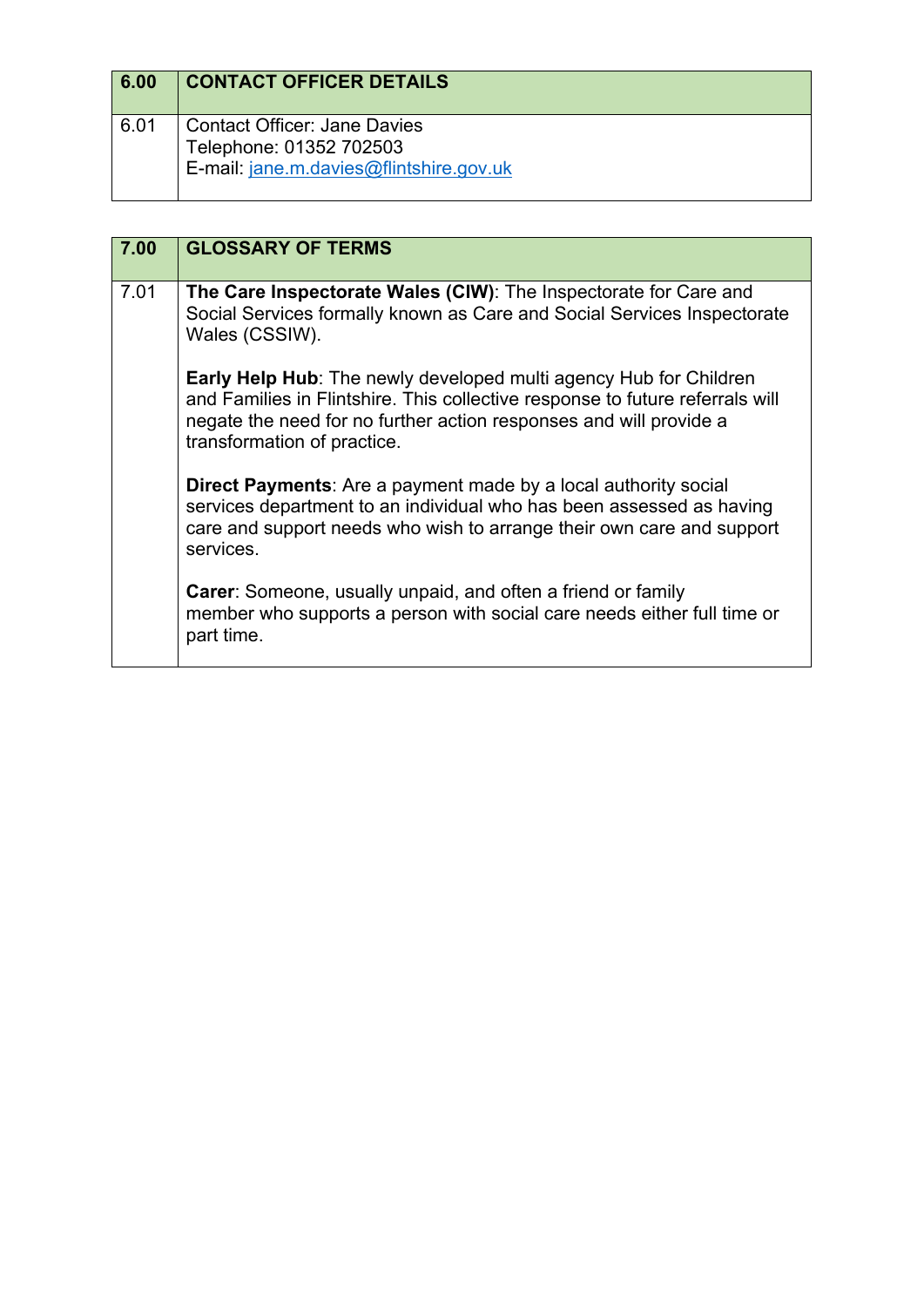| 6.00 | CONTACT OFFICER DETAILS |
|---|---|
| 6.01 | Contact Officer: Jane Davies<br>Telephone: 01352 702503<br>E-mail: jane.m.davies@flintshire.gov.uk |

| 7.00 | GLOSSARY OF TERMS |
|---|---|
| 7.01 | **The Care Inspectorate Wales (CIW)**: The Inspectorate for Care and Social Services formally known as Care and Social Services Inspectorate Wales (CSSIW).<br><br>**Early Help Hub**: The newly developed multi agency Hub for Children and Families in Flintshire. This collective response to future referrals will negate the need for no further action responses and will provide a transformation of practice.<br><br>**Direct Payments**: Are a payment made by a local authority social services department to an individual who has been assessed as having care and support needs who wish to arrange their own care and support services.<br><br>**Carer**: Someone, usually unpaid, and often a friend or family member who supports a person with social care needs either full time or part time. |